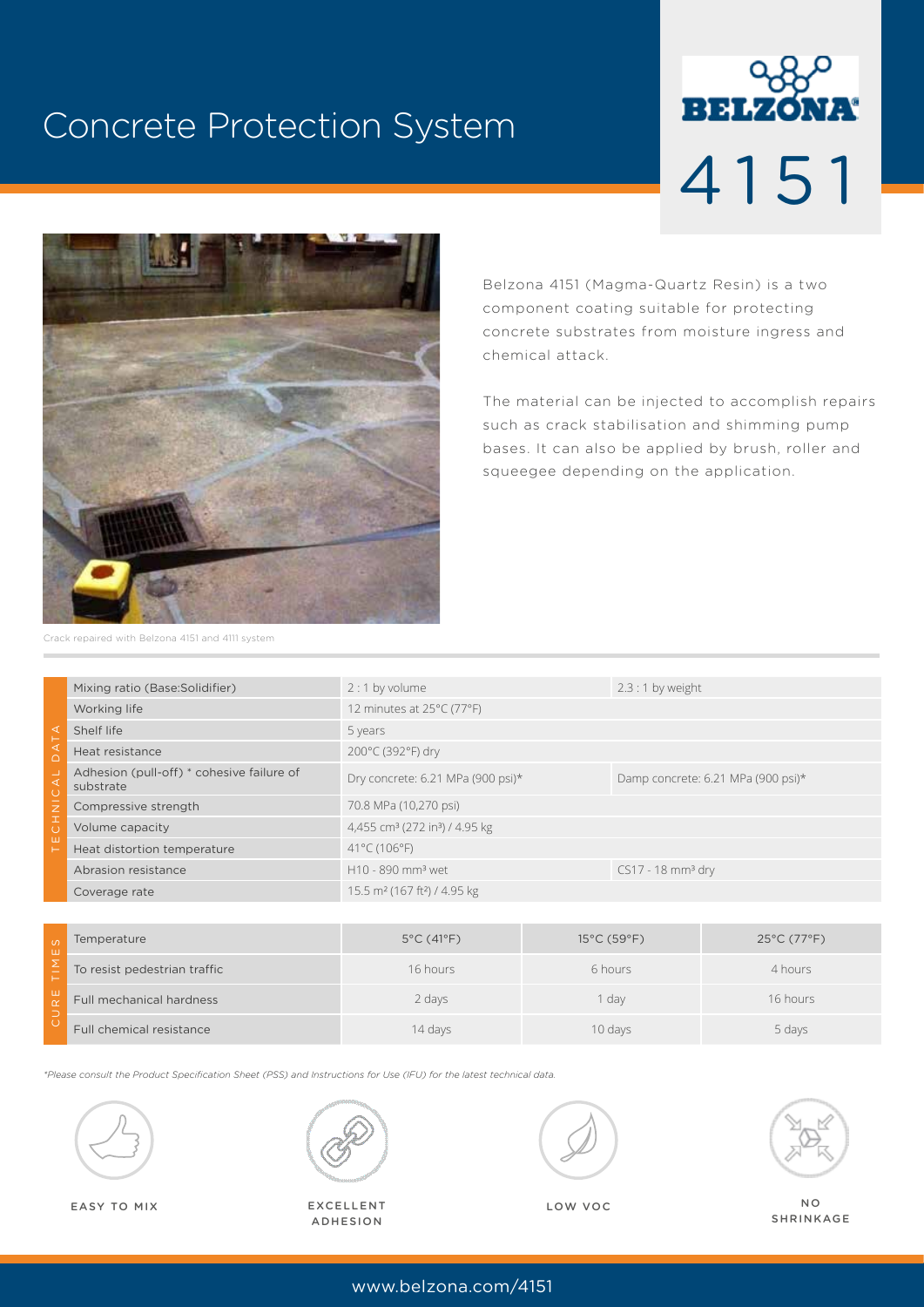# Concrete Protection System

BELZONA

# 4151

Belzona 4151 (Magma-Quartz Resin) is a two component coating suitable for protecting concrete substrates from moisture ingress and chemical attack.

The material can be injected to accomplish repairs such as crack stabilisation and shimming pump bases. It can also be applied by brush, roller and squeegee depending on the application.

Crack repaired with Belzona 4151 and 4111 system

## Technical Data

| Property | Value | |
|---|---|---|
| Mixing ratio (Base:Solidifier) | 2 : 1 by volume | 2.3 : 1 by weight |
| Working life | 12 minutes at 25°C (77°F) | |
| Shelf life | 5 years | |
| Heat resistance | 200°C (392°F) dry | |
| Adhesion (pull-off) * cohesive failure of substrate | Dry concrete: 6.21 MPa (900 psi)* | Damp concrete: 6.21 MPa (900 psi)* |
| Compressive strength | 70.8 MPa (10,270 psi) | |
| Volume capacity | 4,455 cm³ (272 in³) / 4.95 kg | |
| Heat distortion temperature | 41°C (106°F) | |
| Abrasion resistance | H10 - 890 mm³ wet | CS17 - 18 mm³ dry |
| Coverage rate | 15.5 m² (167 ft²) / 4.95 kg | |

## Cure Times

| Temperature | 5°C (41°F) | 15°C (59°F) | 25°C (77°F) |
|---|---|---|---|
| To resist pedestrian traffic | 16 hours | 6 hours | 4 hours |
| Full mechanical hardness | 2 days | 1 day | 16 hours |
| Full chemical resistance | 14 days | 10 days | 5 days |

*Please consult the Product Specification Sheet (PSS) and Instructions for Use (IFU) for the latest technical data.*

EASY TO MIX

EXCELLENT ADHESION

LOW VOC

NO SHRINKAGE

www.belzona.com/4151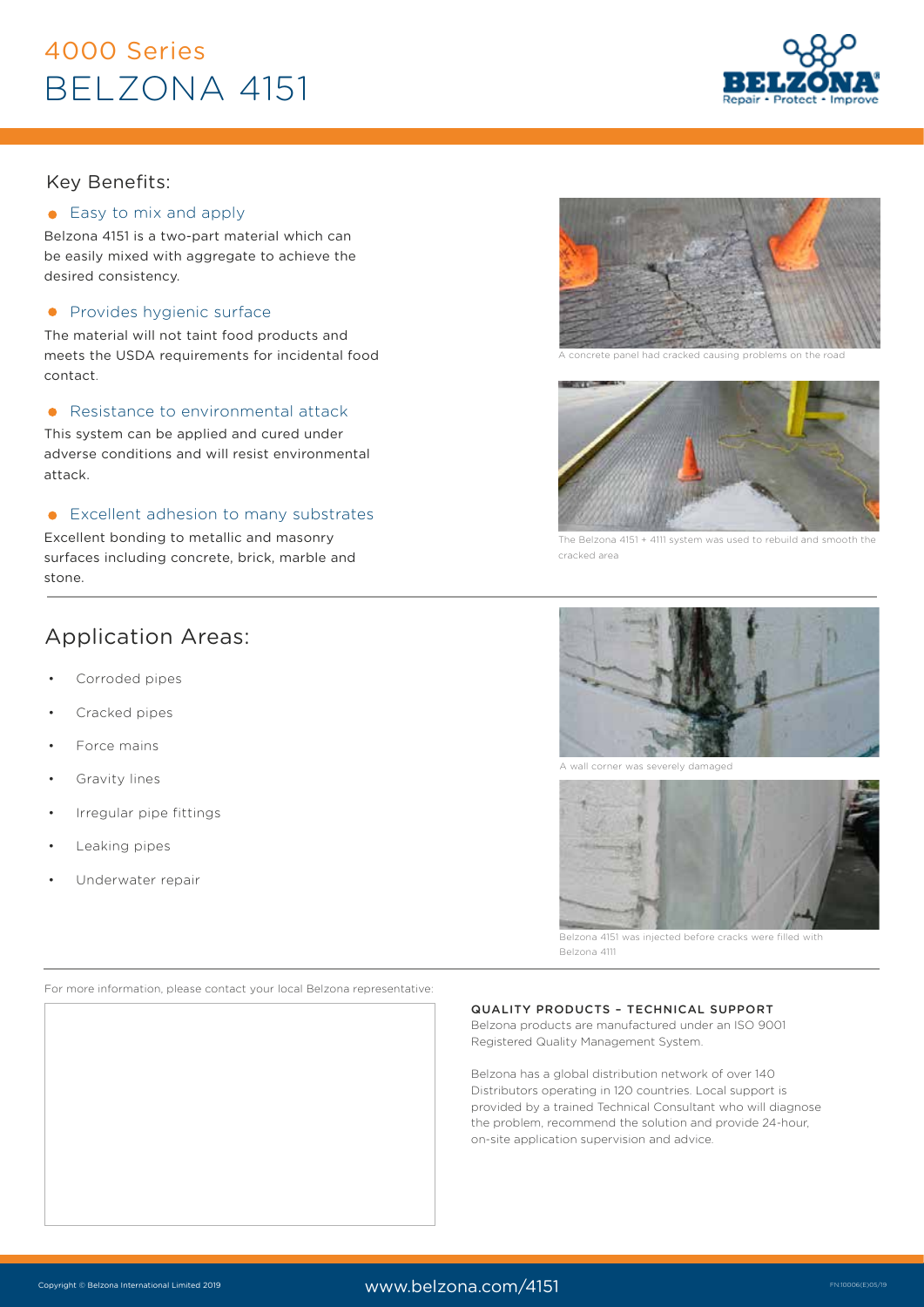# 4000 Series
# BELZONA 4151

## Key Benefits:

- **Easy to mix and apply**

Belzona 4151 is a two-part material which can be easily mixed with aggregate to achieve the desired consistency.

- **Provides hygienic surface**

The material will not taint food products and meets the USDA requirements for incidental food contact.

- **Resistance to environmental attack**

This system can be applied and cured under adverse conditions and will resist environmental attack.

- **Excellent adhesion to many substrates**

Excellent bonding to metallic and masonry surfaces including concrete, brick, marble and stone.

A concrete panel had cracked causing problems on the road

The Belzona 4151 + 4111 system was used to rebuild and smooth the cracked area

## Application Areas:

- Corroded pipes
- Cracked pipes
- Force mains
- Gravity lines
- Irregular pipe fittings
- Leaking pipes
- Underwater repair

A wall corner was severely damaged

Belzona 4151 was injected before cracks were filled with Belzona 4111

For more information, please contact your local Belzona representative:

**QUALITY PRODUCTS – TECHNICAL SUPPORT**

Belzona products are manufactured under an ISO 9001 Registered Quality Management System.

Belzona has a global distribution network of over 140 Distributors operating in 120 countries. Local support is provided by a trained Technical Consultant who will diagnose the problem, recommend the solution and provide 24-hour, on-site application supervision and advice.

Copyright © Belzona International Limited 2019

www.belzona.com/4151

FN:10006(E)05/19